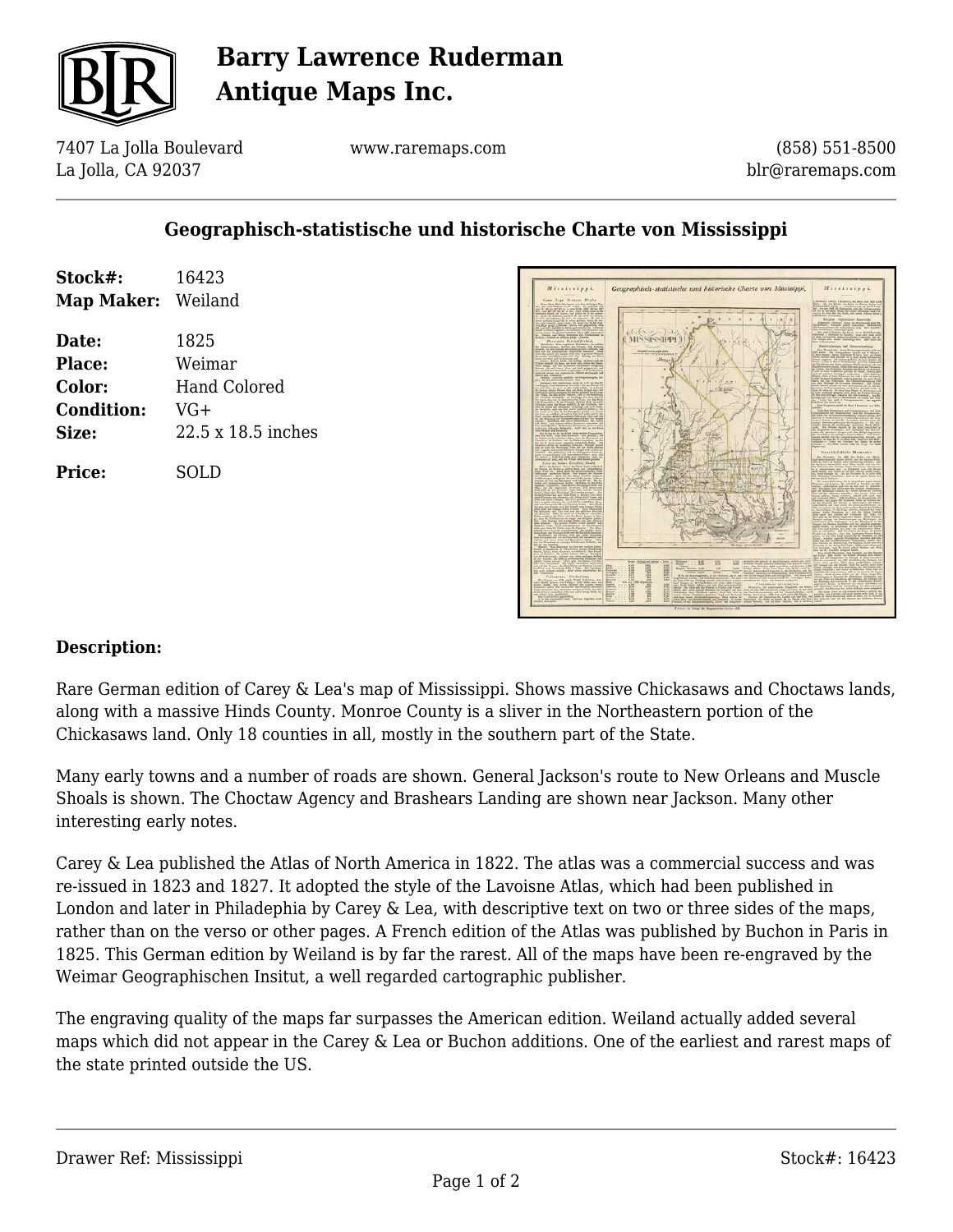# Barry Lawrence Ruderman Antique Maps Inc.

7407 La Jolla Boulevard
La Jolla, CA 92037

www.raremaps.com

(858) 551-8500
blr@raremaps.com

## Geographisch-statistische und historische Charte von Mississippi

| | |
|---|---|
| **Stock#:** | 16423 |
| **Map Maker:** | Weiland |
| **Date:** | 1825 |
| **Place:** | Weimar |
| **Color:** | Hand Colored |
| **Condition:** | VG+ |
| **Size:** | 22.5 x 18.5 inches |
| **Price:** | SOLD |

### Description:

Rare German edition of Carey & Lea's map of Mississippi. Shows massive Chickasaws and Choctaws lands, along with a massive Hinds County. Monroe County is a sliver in the Northeastern portion of the Chickasaws land. Only 18 counties in all, mostly in the southern part of the State.

Many early towns and a number of roads are shown. General Jackson's route to New Orleans and Muscle Shoals is shown. The Choctaw Agency and Brashears Landing are shown near Jackson. Many other interesting early notes.

Carey & Lea published the Atlas of North America in 1822. The atlas was a commercial success and was re-issued in 1823 and 1827. It adopted the style of the Lavoisne Atlas, which had been published in London and later in Philadephia by Carey & Lea, with descriptive text on two or three sides of the maps, rather than on the verso or other pages. A French edition of the Atlas was published by Buchon in Paris in 1825. This German edition by Weiland is by far the rarest. All of the maps have been re-engraved by the Weimar Geographischen Insitut, a well regarded cartographic publisher.

The engraving quality of the maps far surpasses the American edition. Weiland actually added several maps which did not appear in the Carey & Lea or Buchon additions. One of the earliest and rarest maps of the state printed outside the US.

Drawer Ref: Mississippi

Stock#: 16423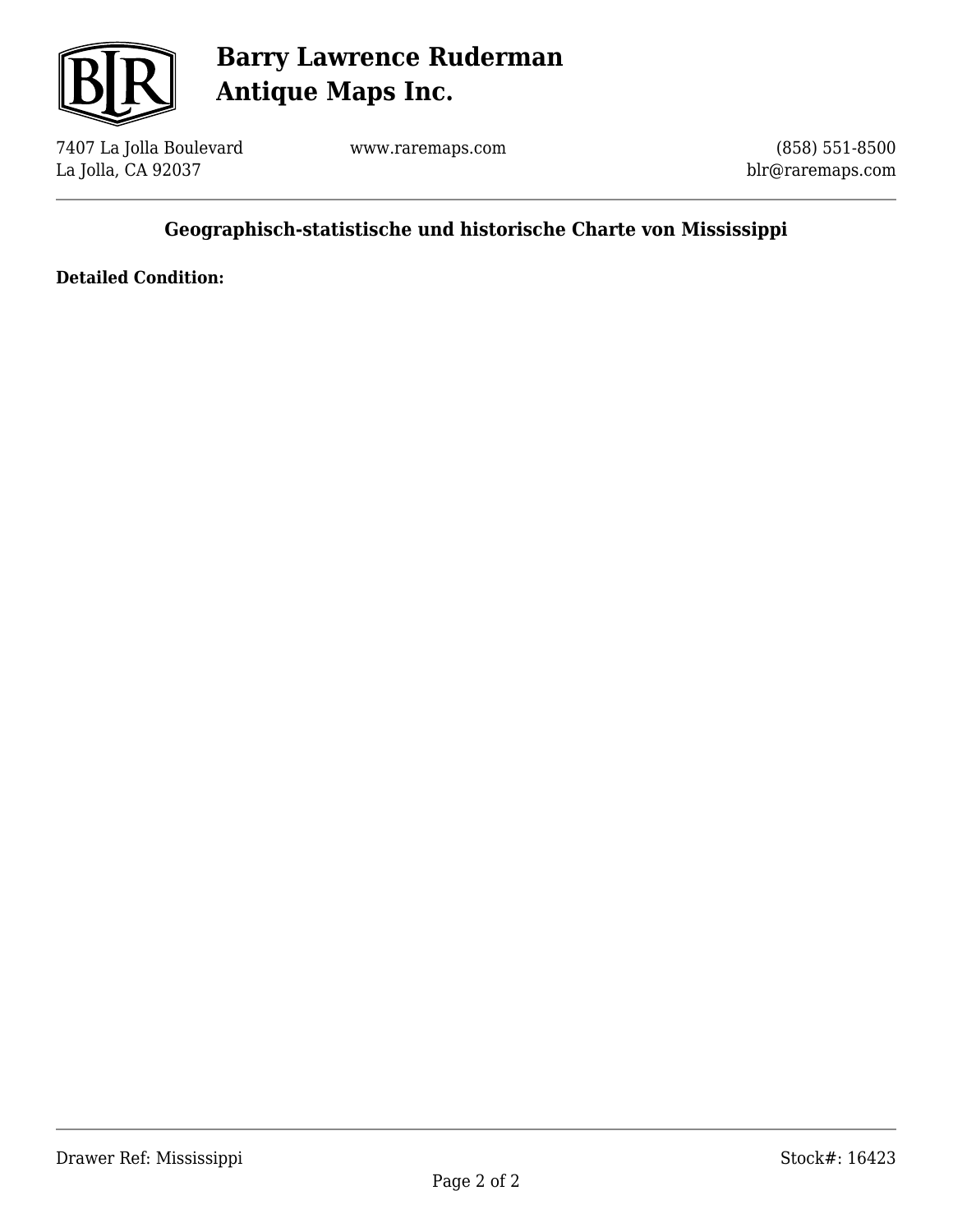## Geographisch-statistische und historische Charte von Mississippi

**Detailed Condition:**